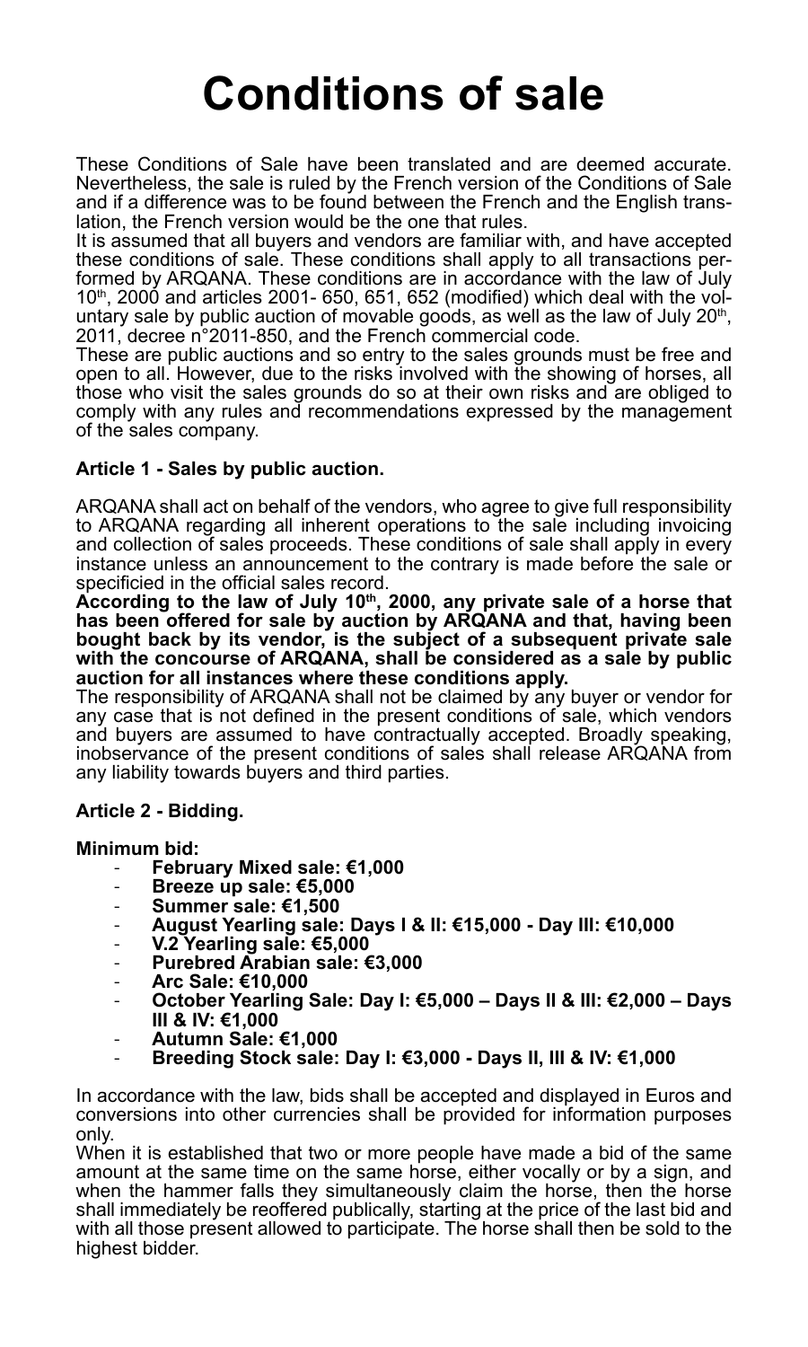# Conditions of sale

These Conditions of Sale have been translated and are deemed accurate. Nevertheless, the sale is ruled by the French version of the Conditions of Sale and if a difference was to be found between the French and the English translation, the French version would be the one that rules.

It is assumed that all buyers and vendors are familiar with, and have accepted these conditions of sale. These conditions shall apply to all transactions performed by ARQANA. These conditions are in accordance with the law of July 10th, 2000 and articles 2001- 650, 651, 652 (modified) which deal with the voluntary sale by public auction of movable goods, as well as the law of July 20th, 2011, decree n°2011-850, and the French commercial code.

These are public auctions and so entry to the sales grounds must be free and open to all. However, due to the risks involved with the showing of horses, all those who visit the sales grounds do so at their own risks and are obliged to comply with any rules and recommendations expressed by the management of the sales company.

### Article 1 - Sales by public auction.

ARQANA shall act on behalf of the vendors, who agree to give full responsibility to ARQANA regarding all inherent operations to the sale including invoicing and collection of sales proceeds. These conditions of sale shall apply in every instance unless an announcement to the contrary is made before the sale or specificied in the official sales record.

**According to the law of July 10th, 2000, any private sale of a horse that has been offered for sale by auction by ARQANA and that, having been bought back by its vendor, is the subject of a subsequent private sale with the concourse of ARQANA, shall be considered as a sale by public auction for all instances where these conditions apply.**

The responsibility of ARQANA shall not be claimed by any buyer or vendor for any case that is not defined in the present conditions of sale, which vendors and buyers are assumed to have contractually accepted. Broadly speaking, inobservance of the present conditions of sales shall release ARQANA from any liability towards buyers and third parties.

### Article 2 - Bidding.

**Minimum bid:**

- **February Mixed sale: €1,000**
- **Breeze up sale: €5,000**
- **Summer sale: €1,500**
- **August Yearling sale: Days I & II: €15,000 - Day III: €10,000**
- **V.2 Yearling sale: €5,000**
- **Purebred Arabian sale: €3,000**
- **Arc Sale: €10,000**
- **October Yearling Sale: Day I: €5,000 – Days II & III: €2,000 – Days III & IV: €1,000**
- **Autumn Sale: €1,000**
- **Breeding Stock sale: Day I: €3,000 - Days II, III & IV: €1,000**

In accordance with the law, bids shall be accepted and displayed in Euros and conversions into other currencies shall be provided for information purposes only.

When it is established that two or more people have made a bid of the same amount at the same time on the same horse, either vocally or by a sign, and when the hammer falls they simultaneously claim the horse, then the horse shall immediately be reoffered publically, starting at the price of the last bid and with all those present allowed to participate. The horse shall then be sold to the highest bidder.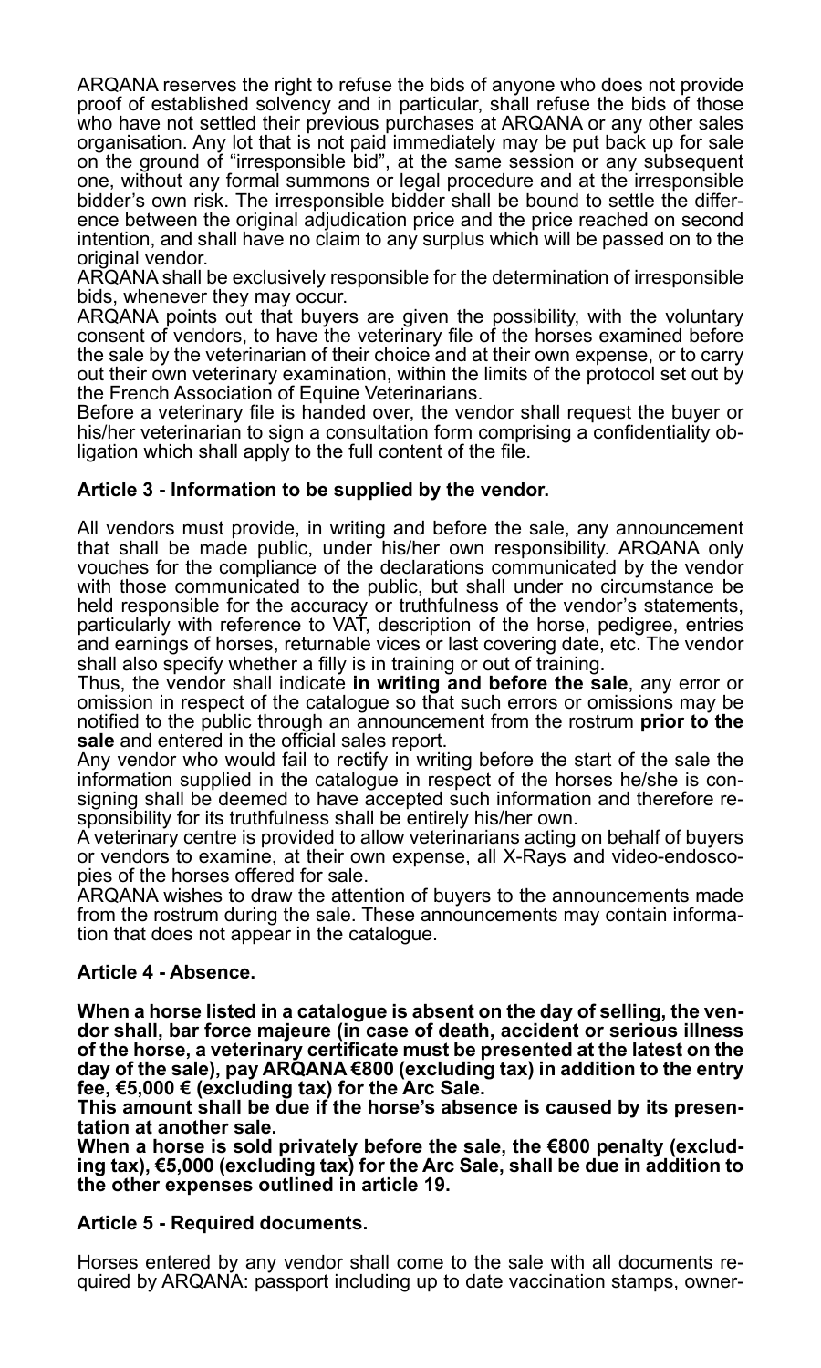ARQANA reserves the right to refuse the bids of anyone who does not provide proof of established solvency and in particular, shall refuse the bids of those who have not settled their previous purchases at ARQANA or any other sales organisation. Any lot that is not paid immediately may be put back up for sale on the ground of "irresponsible bid", at the same session or any subsequent one, without any formal summons or legal procedure and at the irresponsible bidder's own risk. The irresponsible bidder shall be bound to settle the difference between the original adjudication price and the price reached on second intention, and shall have no claim to any surplus which will be passed on to the original vendor.

ARQANA shall be exclusively responsible for the determination of irresponsible bids, whenever they may occur.

ARQANA points out that buyers are given the possibility, with the voluntary consent of vendors, to have the veterinary file of the horses examined before the sale by the veterinarian of their choice and at their own expense, or to carry out their own veterinary examination, within the limits of the protocol set out by the French Association of Equine Veterinarians.

Before a veterinary file is handed over, the vendor shall request the buyer or his/her veterinarian to sign a consultation form comprising a confidentiality obligation which shall apply to the full content of the file.

### Article 3 - Information to be supplied by the vendor.

All vendors must provide, in writing and before the sale, any announcement that shall be made public, under his/her own responsibility. ARQANA only vouches for the compliance of the declarations communicated by the vendor with those communicated to the public, but shall under no circumstance be held responsible for the accuracy or truthfulness of the vendor's statements, particularly with reference to VAT, description of the horse, pedigree, entries and earnings of horses, returnable vices or last covering date, etc. The vendor shall also specify whether a filly is in training or out of training.

Thus, the vendor shall indicate **in writing and before the sale**, any error or omission in respect of the catalogue so that such errors or omissions may be notified to the public through an announcement from the rostrum **prior to the sale** and entered in the official sales report.

Any vendor who would fail to rectify in writing before the start of the sale the information supplied in the catalogue in respect of the horses he/she is consigning shall be deemed to have accepted such information and therefore responsibility for its truthfulness shall be entirely his/her own.

A veterinary centre is provided to allow veterinarians acting on behalf of buyers or vendors to examine, at their own expense, all X-Rays and video-endoscopies of the horses offered for sale.

ARQANA wishes to draw the attention of buyers to the announcements made from the rostrum during the sale. These announcements may contain information that does not appear in the catalogue.

### Article 4 - Absence.

**When a horse listed in a catalogue is absent on the day of selling, the vendor shall, bar force majeure (in case of death, accident or serious illness of the horse, a veterinary certificate must be presented at the latest on the day of the sale), pay ARQANA €800 (excluding tax) in addition to the entry fee, €5,000 € (excluding tax) for the Arc Sale.**

**This amount shall be due if the horse's absence is caused by its presentation at another sale.**

**When a horse is sold privately before the sale, the €800 penalty (excluding tax), €5,000 (excluding tax) for the Arc Sale, shall be due in addition to the other expenses outlined in article 19.**

### Article 5 - Required documents.

Horses entered by any vendor shall come to the sale with all documents required by ARQANA: passport including up to date vaccination stamps, owner-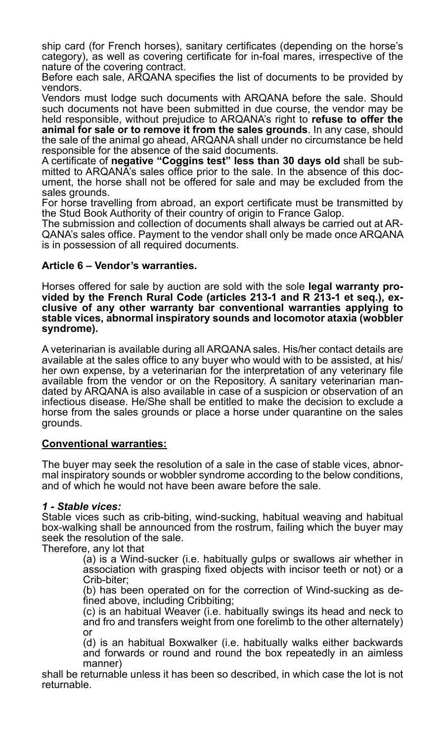ship card (for French horses), sanitary certificates (depending on the horse's category), as well as covering certificate for in-foal mares, irrespective of the nature of the covering contract.

Before each sale, ARQANA specifies the list of documents to be provided by vendors.

Vendors must lodge such documents with ARQANA before the sale. Should such documents not have been submitted in due course, the vendor may be held responsible, without prejudice to ARQANA's right to **refuse to offer the animal for sale or to remove it from the sales grounds**. In any case, should the sale of the animal go ahead, ARQANA shall under no circumstance be held responsible for the absence of the said documents.

A certificate of **negative "Coggins test" less than 30 days old** shall be submitted to ARQANA's sales office prior to the sale. In the absence of this document, the horse shall not be offered for sale and may be excluded from the sales grounds.

For horse travelling from abroad, an export certificate must be transmitted by the Stud Book Authority of their country of origin to France Galop.

The submission and collection of documents shall always be carried out at ARQANA's sales office. Payment to the vendor shall only be made once ARQANA is in possession of all required documents.

### Article 6 – Vendor's warranties.

Horses offered for sale by auction are sold with the sole **legal warranty provided by the French Rural Code (articles 213-1 and R 213-1 et seq.), exclusive of any other warranty bar conventional warranties applying to stable vices, abnormal inspiratory sounds and locomotor ataxia (wobbler syndrome).**

A veterinarian is available during all ARQANA sales. His/her contact details are available at the sales office to any buyer who would with to be assisted, at his/her own expense, by a veterinarian for the interpretation of any veterinary file available from the vendor or on the Repository. A sanitary veterinarian mandated by ARQANA is also available in case of a suspicion or observation of an infectious disease. He/She shall be entitled to make the decision to exclude a horse from the sales grounds or place a horse under quarantine on the sales grounds.

**Conventional warranties:**

The buyer may seek the resolution of a sale in the case of stable vices, abnormal inspiratory sounds or wobbler syndrome according to the below conditions, and of which he would not have been aware before the sale.

***1 - Stable vices:***

Stable vices such as crib-biting, wind-sucking, habitual weaving and habitual box-walking shall be announced from the rostrum, failing which the buyer may seek the resolution of the sale.

Therefore, any lot that

(a) is a Wind-sucker (i.e. habitually gulps or swallows air whether in association with grasping fixed objects with incisor teeth or not) or a Crib-biter;

(b) has been operated on for the correction of Wind-sucking as defined above, including Cribbiting;

(c) is an habitual Weaver (i.e. habitually swings its head and neck to and fro and transfers weight from one forelimb to the other alternately) or

(d) is an habitual Boxwalker (i.e. habitually walks either backwards and forwards or round and round the box repeatedly in an aimless manner)

shall be returnable unless it has been so described, in which case the lot is not returnable.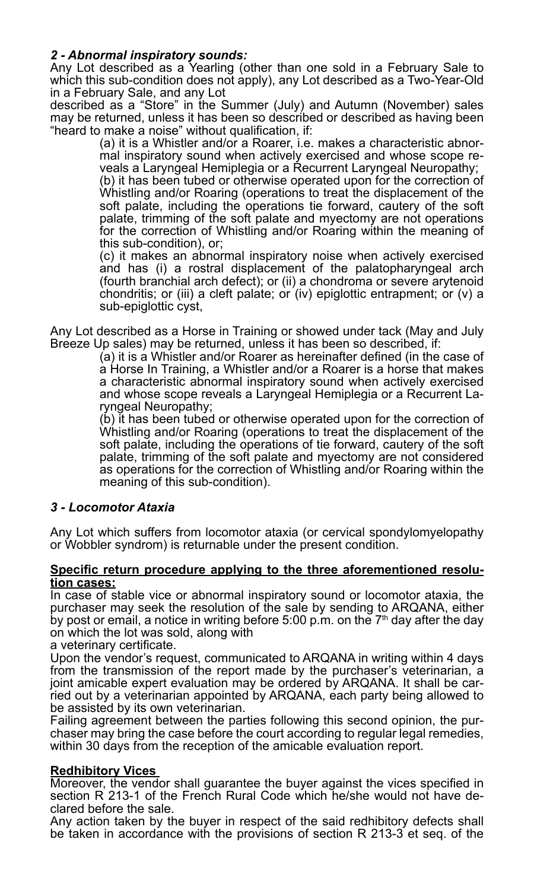### *2 - Abnormal inspiratory sounds:*

Any Lot described as a Yearling (other than one sold in a February Sale to which this sub-condition does not apply), any Lot described as a Two-Year-Old in a February Sale, and any Lot described as a "Store" in the Summer (July) and Autumn (November) sales may be returned, unless it has been so described or described as having been "heard to make a noise" without qualification, if:

(a) it is a Whistler and/or a Roarer, i.e. makes a characteristic abnormal inspiratory sound when actively exercised and whose scope reveals a Laryngeal Hemiplegia or a Recurrent Laryngeal Neuropathy;

(b) it has been tubed or otherwise operated upon for the correction of Whistling and/or Roaring (operations to treat the displacement of the soft palate, including the operations tie forward, cautery of the soft palate, trimming of the soft palate and myectomy are not operations for the correction of Whistling and/or Roaring within the meaning of this sub-condition), or;

(c) it makes an abnormal inspiratory noise when actively exercised and has (i) a rostral displacement of the palatopharyngeal arch (fourth branchial arch defect); or (ii) a chondroma or severe arytenoid chondritis; or (iii) a cleft palate; or (iv) epiglottic entrapment; or (v) a sub-epiglottic cyst,

Any Lot described as a Horse in Training or showed under tack (May and July Breeze Up sales) may be returned, unless it has been so described, if:

(a) it is a Whistler and/or Roarer as hereinafter defined (in the case of a Horse In Training, a Whistler and/or a Roarer is a horse that makes a characteristic abnormal inspiratory sound when actively exercised and whose scope reveals a Laryngeal Hemiplegia or a Recurrent Laryngeal Neuropathy;

(b) it has been tubed or otherwise operated upon for the correction of Whistling and/or Roaring (operations to treat the displacement of the soft palate, including the operations of tie forward, cautery of the soft palate, trimming of the soft palate and myectomy are not considered as operations for the correction of Whistling and/or Roaring within the meaning of this sub-condition).

### *3 - Locomotor Ataxia*

Any Lot which suffers from locomotor ataxia (or cervical spondylomyelopathy or Wobbler syndrom) is returnable under the present condition.

**Specific return procedure applying to the three aforementioned resolution cases:**

In case of stable vice or abnormal inspiratory sound or locomotor ataxia, the purchaser may seek the resolution of the sale by sending to ARQANA, either by post or email, a notice in writing before 5:00 p.m. on the 7th day after the day on which the lot was sold, along with a veterinary certificate.

Upon the vendor's request, communicated to ARQANA in writing within 4 days from the transmission of the report made by the purchaser's veterinarian, a joint amicable expert evaluation may be ordered by ARQANA. It shall be carried out by a veterinarian appointed by ARQANA, each party being allowed to be assisted by its own veterinarian.

Failing agreement between the parties following this second opinion, the purchaser may bring the case before the court according to regular legal remedies, within 30 days from the reception of the amicable evaluation report.

**Redhibitory Vices**

Moreover, the vendor shall guarantee the buyer against the vices specified in section R 213-1 of the French Rural Code which he/she would not have declared before the sale.

Any action taken by the buyer in respect of the said redhibitory defects shall be taken in accordance with the provisions of section R 213-3 et seq. of the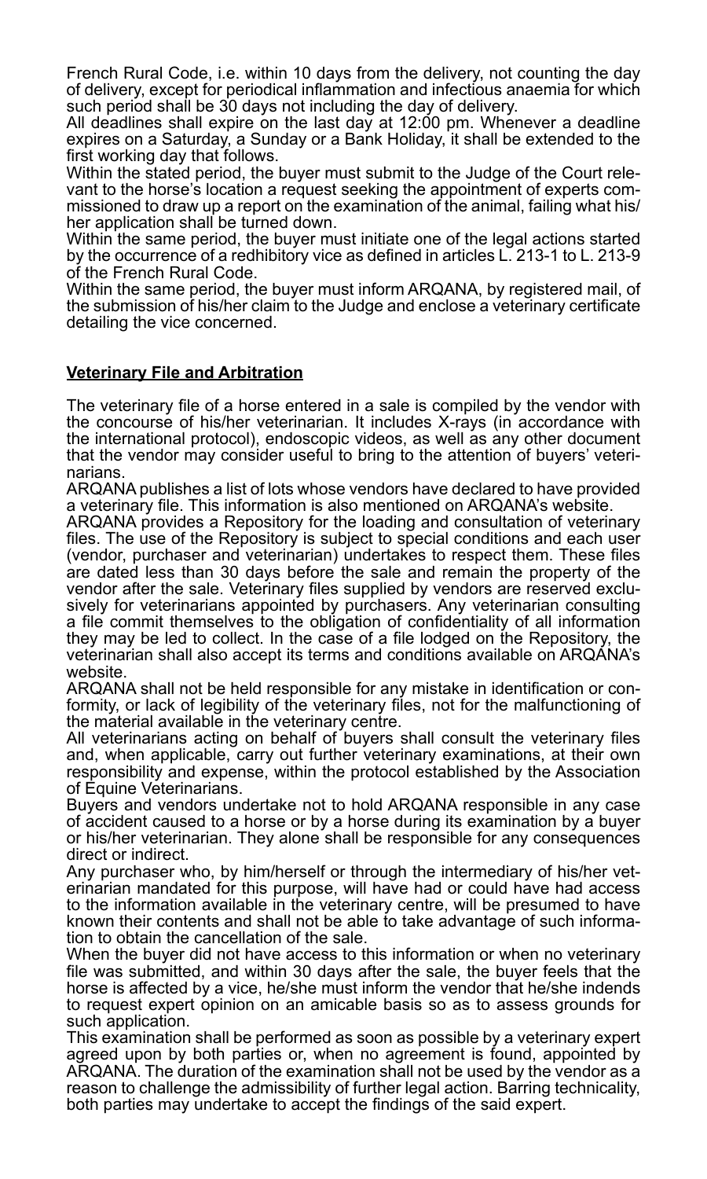French Rural Code, i.e. within 10 days from the delivery, not counting the day of delivery, except for periodical inflammation and infectious anaemia for which such period shall be 30 days not including the day of delivery.
All deadlines shall expire on the last day at 12:00 pm. Whenever a deadline expires on a Saturday, a Sunday or a Bank Holiday, it shall be extended to the first working day that follows.
Within the stated period, the buyer must submit to the Judge of the Court relevant to the horse's location a request seeking the appointment of experts commissioned to draw up a report on the examination of the animal, failing what his/her application shall be turned down.
Within the same period, the buyer must initiate one of the legal actions started by the occurrence of a redhibitory vice as defined in articles L. 213-1 to L. 213-9 of the French Rural Code.
Within the same period, the buyer must inform ARQANA, by registered mail, of the submission of his/her claim to the Judge and enclose a veterinary certificate detailing the vice concerned.

**Veterinary File and Arbitration**

The veterinary file of a horse entered in a sale is compiled by the vendor with the concourse of his/her veterinarian. It includes X-rays (in accordance with the international protocol), endoscopic videos, as well as any other document that the vendor may consider useful to bring to the attention of buyers' veterinarians.
ARQANA publishes a list of lots whose vendors have declared to have provided a veterinary file. This information is also mentioned on ARQANA's website.
ARQANA provides a Repository for the loading and consultation of veterinary files. The use of the Repository is subject to special conditions and each user (vendor, purchaser and veterinarian) undertakes to respect them. These files are dated less than 30 days before the sale and remain the property of the vendor after the sale. Veterinary files supplied by vendors are reserved exclusively for veterinarians appointed by purchasers. Any veterinarian consulting a file commit themselves to the obligation of confidentiality of all information they may be led to collect. In the case of a file lodged on the Repository, the veterinarian shall also accept its terms and conditions available on ARQANA's website.
ARQANA shall not be held responsible for any mistake in identification or conformity, or lack of legibility of the veterinary files, not for the malfunctioning of the material available in the veterinary centre.
All veterinarians acting on behalf of buyers shall consult the veterinary files and, when applicable, carry out further veterinary examinations, at their own responsibility and expense, within the protocol established by the Association of Equine Veterinarians.
Buyers and vendors undertake not to hold ARQANA responsible in any case of accident caused to a horse or by a horse during its examination by a buyer or his/her veterinarian. They alone shall be responsible for any consequences direct or indirect.
Any purchaser who, by him/herself or through the intermediary of his/her veterinarian mandated for this purpose, will have had or could have had access to the information available in the veterinary centre, will be presumed to have known their contents and shall not be able to take advantage of such information to obtain the cancellation of the sale.
When the buyer did not have access to this information or when no veterinary file was submitted, and within 30 days after the sale, the buyer feels that the horse is affected by a vice, he/she must inform the vendor that he/she indends to request expert opinion on an amicable basis so as to assess grounds for such application.
This examination shall be performed as soon as possible by a veterinary expert agreed upon by both parties or, when no agreement is found, appointed by ARQANA. The duration of the examination shall not be used by the vendor as a reason to challenge the admissibility of further legal action. Barring technicality, both parties may undertake to accept the findings of the said expert.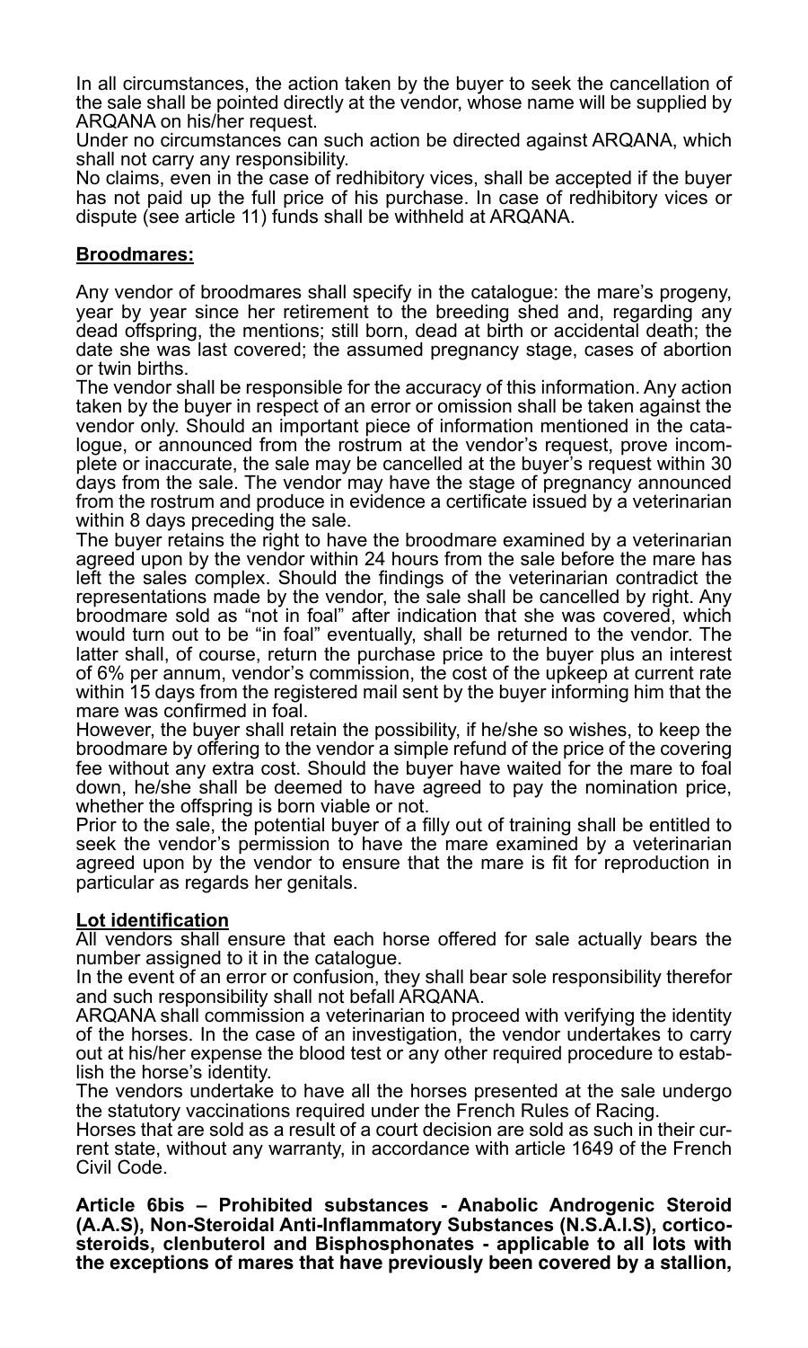In all circumstances, the action taken by the buyer to seek the cancellation of the sale shall be pointed directly at the vendor, whose name will be supplied by ARQANA on his/her request.

Under no circumstances can such action be directed against ARQANA, which shall not carry any responsibility.

No claims, even in the case of redhibitory vices, shall be accepted if the buyer has not paid up the full price of his purchase. In case of redhibitory vices or dispute (see article 11) funds shall be withheld at ARQANA.

**Broodmares:**

Any vendor of broodmares shall specify in the catalogue: the mare's progeny, year by year since her retirement to the breeding shed and, regarding any dead offspring, the mentions; still born, dead at birth or accidental death; the date she was last covered; the assumed pregnancy stage, cases of abortion or twin births.

The vendor shall be responsible for the accuracy of this information. Any action taken by the buyer in respect of an error or omission shall be taken against the vendor only. Should an important piece of information mentioned in the catalogue, or announced from the rostrum at the vendor's request, prove incomplete or inaccurate, the sale may be cancelled at the buyer's request within 30 days from the sale. The vendor may have the stage of pregnancy announced from the rostrum and produce in evidence a certificate issued by a veterinarian within 8 days preceding the sale.

The buyer retains the right to have the broodmare examined by a veterinarian agreed upon by the vendor within 24 hours from the sale before the mare has left the sales complex. Should the findings of the veterinarian contradict the representations made by the vendor, the sale shall be cancelled by right. Any broodmare sold as "not in foal" after indication that she was covered, which would turn out to be "in foal" eventually, shall be returned to the vendor. The latter shall, of course, return the purchase price to the buyer plus an interest of 6% per annum, vendor's commission, the cost of the upkeep at current rate within 15 days from the registered mail sent by the buyer informing him that the mare was confirmed in foal.

However, the buyer shall retain the possibility, if he/she so wishes, to keep the broodmare by offering to the vendor a simple refund of the price of the covering fee without any extra cost. Should the buyer have waited for the mare to foal down, he/she shall be deemed to have agreed to pay the nomination price, whether the offspring is born viable or not.

Prior to the sale, the potential buyer of a filly out of training shall be entitled to seek the vendor's permission to have the mare examined by a veterinarian agreed upon by the vendor to ensure that the mare is fit for reproduction in particular as regards her genitals.

**Lot identification**

All vendors shall ensure that each horse offered for sale actually bears the number assigned to it in the catalogue.

In the event of an error or confusion, they shall bear sole responsibility therefor and such responsibility shall not befall ARQANA.

ARQANA shall commission a veterinarian to proceed with verifying the identity of the horses. In the case of an investigation, the vendor undertakes to carry out at his/her expense the blood test or any other required procedure to establish the horse's identity.

The vendors undertake to have all the horses presented at the sale undergo the statutory vaccinations required under the French Rules of Racing.

Horses that are sold as a result of a court decision are sold as such in their current state, without any warranty, in accordance with article 1649 of the French Civil Code.

**Article 6bis – Prohibited substances - Anabolic Androgenic Steroid (A.A.S), Non-Steroidal Anti-Inflammatory Substances (N.S.A.I.S), corticosteroids, clenbuterol and Bisphosphonates - applicable to all lots with the exceptions of mares that have previously been covered by a stallion,**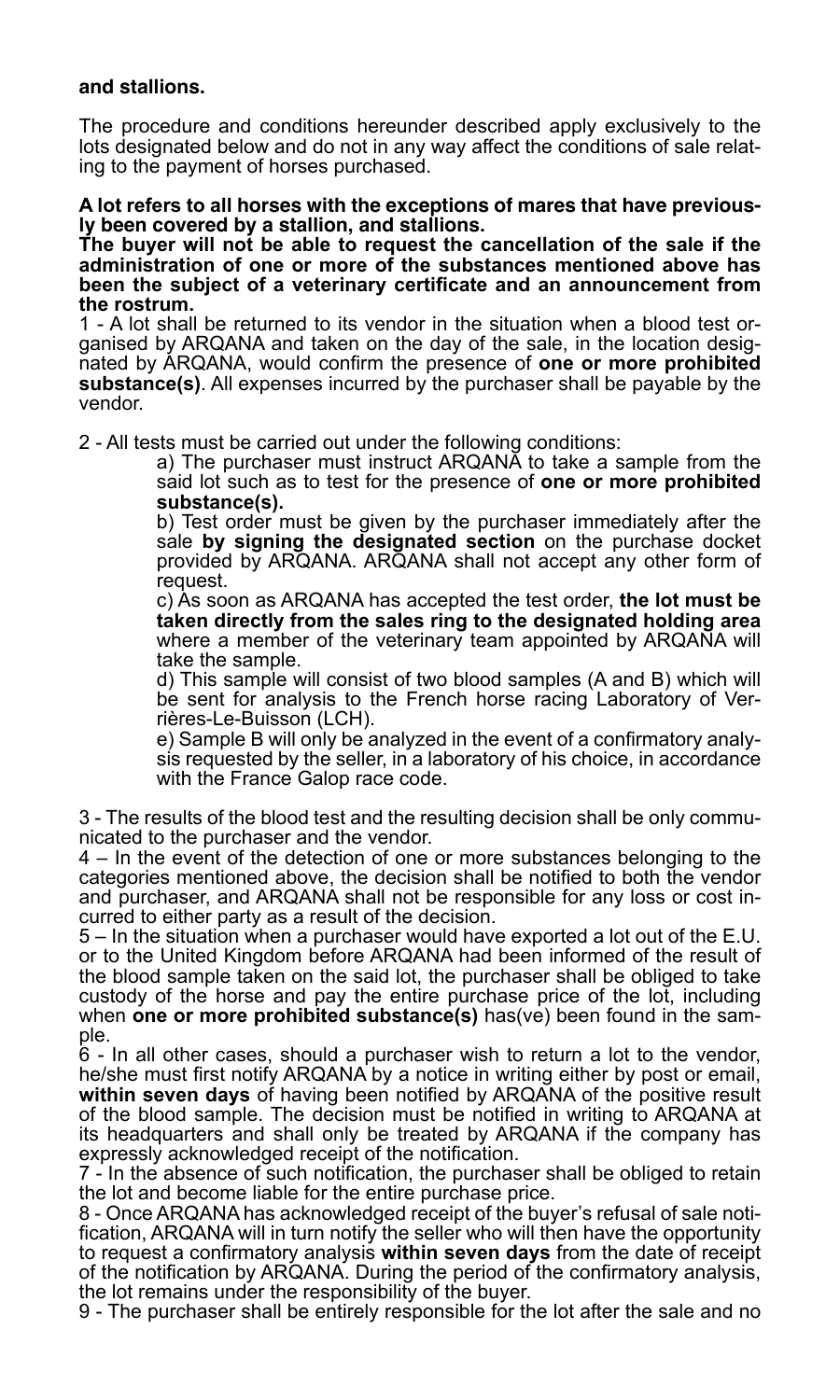**and stallions.**

The procedure and conditions hereunder described apply exclusively to the lots designated below and do not in any way affect the conditions of sale relating to the payment of horses purchased.

**A lot refers to all horses with the exceptions of mares that have previously been covered by a stallion, and stallions.**

**The buyer will not be able to request the cancellation of the sale if the administration of one or more of the substances mentioned above has been the subject of a veterinary certificate and an announcement from the rostrum.**

1 - A lot shall be returned to its vendor in the situation when a blood test organised by ARQANA and taken on the day of the sale, in the location designated by ARQANA, would confirm the presence of **one or more prohibited substance(s)**. All expenses incurred by the purchaser shall be payable by the vendor.

2 - All tests must be carried out under the following conditions:

a) The purchaser must instruct ARQANA to take a sample from the said lot such as to test for the presence of **one or more prohibited substance(s).**

b) Test order must be given by the purchaser immediately after the sale **by signing the designated section** on the purchase docket provided by ARQANA. ARQANA shall not accept any other form of request.

c) As soon as ARQANA has accepted the test order, **the lot must be taken directly from the sales ring to the designated holding area** where a member of the veterinary team appointed by ARQANA will take the sample.

d) This sample will consist of two blood samples (A and B) which will be sent for analysis to the French horse racing Laboratory of Verrières-Le-Buisson (LCH).

e) Sample B will only be analyzed in the event of a confirmatory analysis requested by the seller, in a laboratory of his choice, in accordance with the France Galop race code.

3 - The results of the blood test and the resulting decision shall be only communicated to the purchaser and the vendor.

4 – In the event of the detection of one or more substances belonging to the categories mentioned above, the decision shall be notified to both the vendor and purchaser, and ARQANA shall not be responsible for any loss or cost incurred to either party as a result of the decision.

5 – In the situation when a purchaser would have exported a lot out of the E.U. or to the United Kingdom before ARQANA had been informed of the result of the blood sample taken on the said lot, the purchaser shall be obliged to take custody of the horse and pay the entire purchase price of the lot, including when **one or more prohibited substance(s)** has(ve) been found in the sample.

6 - In all other cases, should a purchaser wish to return a lot to the vendor, he/she must first notify ARQANA by a notice in writing either by post or email, **within seven days** of having been notified by ARQANA of the positive result of the blood sample. The decision must be notified in writing to ARQANA at its headquarters and shall only be treated by ARQANA if the company has expressly acknowledged receipt of the notification.

7 - In the absence of such notification, the purchaser shall be obliged to retain the lot and become liable for the entire purchase price.

8 - Once ARQANA has acknowledged receipt of the buyer's refusal of sale notification, ARQANA will in turn notify the seller who will then have the opportunity to request a confirmatory analysis **within seven days** from the date of receipt of the notification by ARQANA. During the period of the confirmatory analysis, the lot remains under the responsibility of the buyer.

9 - The purchaser shall be entirely responsible for the lot after the sale and no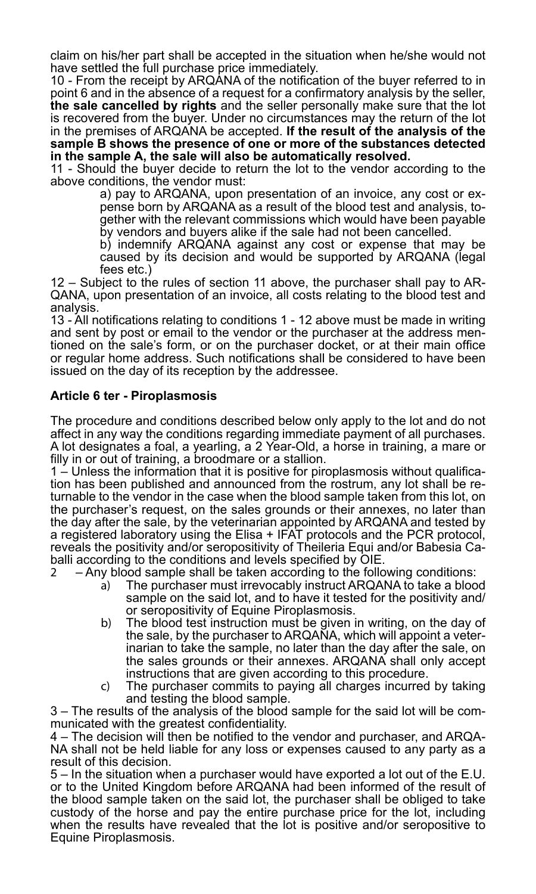claim on his/her part shall be accepted in the situation when he/she would not have settled the full purchase price immediately.

10 - From the receipt by ARQANA of the notification of the buyer referred to in point 6 and in the absence of a request for a confirmatory analysis by the seller, **the sale cancelled by rights** and the seller personally make sure that the lot is recovered from the buyer. Under no circumstances may the return of the lot in the premises of ARQANA be accepted. **If the result of the analysis of the sample B shows the presence of one or more of the substances detected in the sample A, the sale will also be automatically resolved.**

11 - Should the buyer decide to return the lot to the vendor according to the above conditions, the vendor must:

> a) pay to ARQANA, upon presentation of an invoice, any cost or expense born by ARQANA as a result of the blood test and analysis, together with the relevant commissions which would have been payable by vendors and buyers alike if the sale had not been cancelled.
>
> b) indemnify ARQANA against any cost or expense that may be caused by its decision and would be supported by ARQANA (legal fees etc.)

12 – Subject to the rules of section 11 above, the purchaser shall pay to ARQANA, upon presentation of an invoice, all costs relating to the blood test and analysis.

13 - All notifications relating to conditions 1 - 12 above must be made in writing and sent by post or email to the vendor or the purchaser at the address mentioned on the sale's form, or on the purchaser docket, or at their main office or regular home address. Such notifications shall be considered to have been issued on the day of its reception by the addressee.

### Article 6 ter - Piroplasmosis

The procedure and conditions described below only apply to the lot and do not affect in any way the conditions regarding immediate payment of all purchases. A lot designates a foal, a yearling, a 2 Year-Old, a horse in training, a mare or filly in or out of training, a broodmare or a stallion.

1 – Unless the information that it is positive for piroplasmosis without qualification has been published and announced from the rostrum, any lot shall be returnable to the vendor in the case when the blood sample taken from this lot, on the purchaser's request, on the sales grounds or their annexes, no later than the day after the sale, by the veterinarian appointed by ARQANA and tested by a registered laboratory using the Elisa + IFAT protocols and the PCR protocol, reveals the positivity and/or seropositivity of Theileria Equi and/or Babesia Caballi according to the conditions and levels specified by OIE.

2 – Any blood sample shall be taken according to the following conditions:

> a) The purchaser must irrevocably instruct ARQANA to take a blood sample on the said lot, and to have it tested for the positivity and/or seropositivity of Equine Piroplasmosis.
>
> b) The blood test instruction must be given in writing, on the day of the sale, by the purchaser to ARQANA, which will appoint a veterinarian to take the sample, no later than the day after the sale, on the sales grounds or their annexes. ARQANA shall only accept instructions that are given according to this procedure.
>
> c) The purchaser commits to paying all charges incurred by taking and testing the blood sample.

3 – The results of the analysis of the blood sample for the said lot will be communicated with the greatest confidentiality.

4 – The decision will then be notified to the vendor and purchaser, and ARQANA shall not be held liable for any loss or expenses caused to any party as a result of this decision.

5 – In the situation when a purchaser would have exported a lot out of the E.U. or to the United Kingdom before ARQANA had been informed of the result of the blood sample taken on the said lot, the purchaser shall be obliged to take custody of the horse and pay the entire purchase price for the lot, including when the results have revealed that the lot is positive and/or seropositive to Equine Piroplasmosis.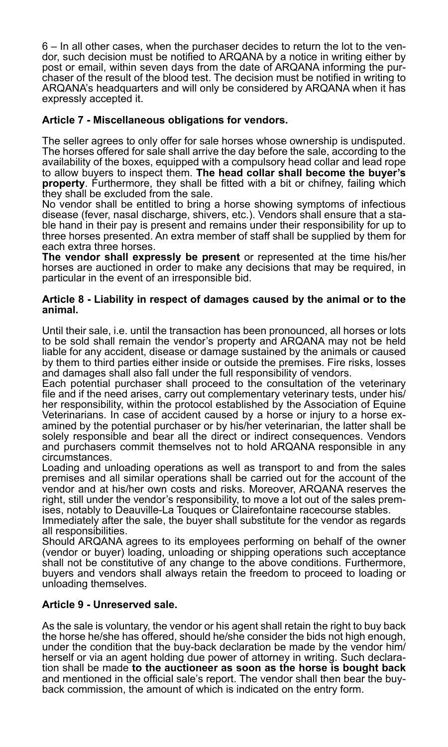6 – In all other cases, when the purchaser decides to return the lot to the vendor, such decision must be notified to ARQANA by a notice in writing either by post or email, within seven days from the date of ARQANA informing the purchaser of the result of the blood test. The decision must be notified in writing to ARQANA's headquarters and will only be considered by ARQANA when it has expressly accepted it.

### Article 7 - Miscellaneous obligations for vendors.

The seller agrees to only offer for sale horses whose ownership is undisputed. The horses offered for sale shall arrive the day before the sale, according to the availability of the boxes, equipped with a compulsory head collar and lead rope to allow buyers to inspect them. **The head collar shall become the buyer's property**. Furthermore, they shall be fitted with a bit or chifney, failing which they shall be excluded from the sale.

No vendor shall be entitled to bring a horse showing symptoms of infectious disease (fever, nasal discharge, shivers, etc.). Vendors shall ensure that a stable hand in their pay is present and remains under their responsibility for up to three horses presented. An extra member of staff shall be supplied by them for each extra three horses.

**The vendor shall expressly be present** or represented at the time his/her horses are auctioned in order to make any decisions that may be required, in particular in the event of an irresponsible bid.

### Article 8 - Liability in respect of damages caused by the animal or to the animal.

Until their sale, i.e. until the transaction has been pronounced, all horses or lots to be sold shall remain the vendor's property and ARQANA may not be held liable for any accident, disease or damage sustained by the animals or caused by them to third parties either inside or outside the premises. Fire risks, losses and damages shall also fall under the full responsibility of vendors.

Each potential purchaser shall proceed to the consultation of the veterinary file and if the need arises, carry out complementary veterinary tests, under his/her responsibility, within the protocol established by the Association of Equine Veterinarians. In case of accident caused by a horse or injury to a horse examined by the potential purchaser or by his/her veterinarian, the latter shall be solely responsible and bear all the direct or indirect consequences. Vendors and purchasers commit themselves not to hold ARQANA responsible in any circumstances.

Loading and unloading operations as well as transport to and from the sales premises and all similar operations shall be carried out for the account of the vendor and at his/her own costs and risks. Moreover, ARQANA reserves the right, still under the vendor's responsibility, to move a lot out of the sales premises, notably to Deauville-La Touques or Clairefontaine racecourse stables.

Immediately after the sale, the buyer shall substitute for the vendor as regards all responsibilities.

Should ARQANA agrees to its employees performing on behalf of the owner (vendor or buyer) loading, unloading or shipping operations such acceptance shall not be constitutive of any change to the above conditions. Furthermore, buyers and vendors shall always retain the freedom to proceed to loading or unloading themselves.

### Article 9 - Unreserved sale.

As the sale is voluntary, the vendor or his agent shall retain the right to buy back the horse he/she has offered, should he/she consider the bids not high enough, under the condition that the buy-back declaration be made by the vendor him/herself or via an agent holding due power of attorney in writing. Such declaration shall be made **to the auctioneer as soon as the horse is bought back** and mentioned in the official sale's report. The vendor shall then bear the buy-back commission, the amount of which is indicated on the entry form.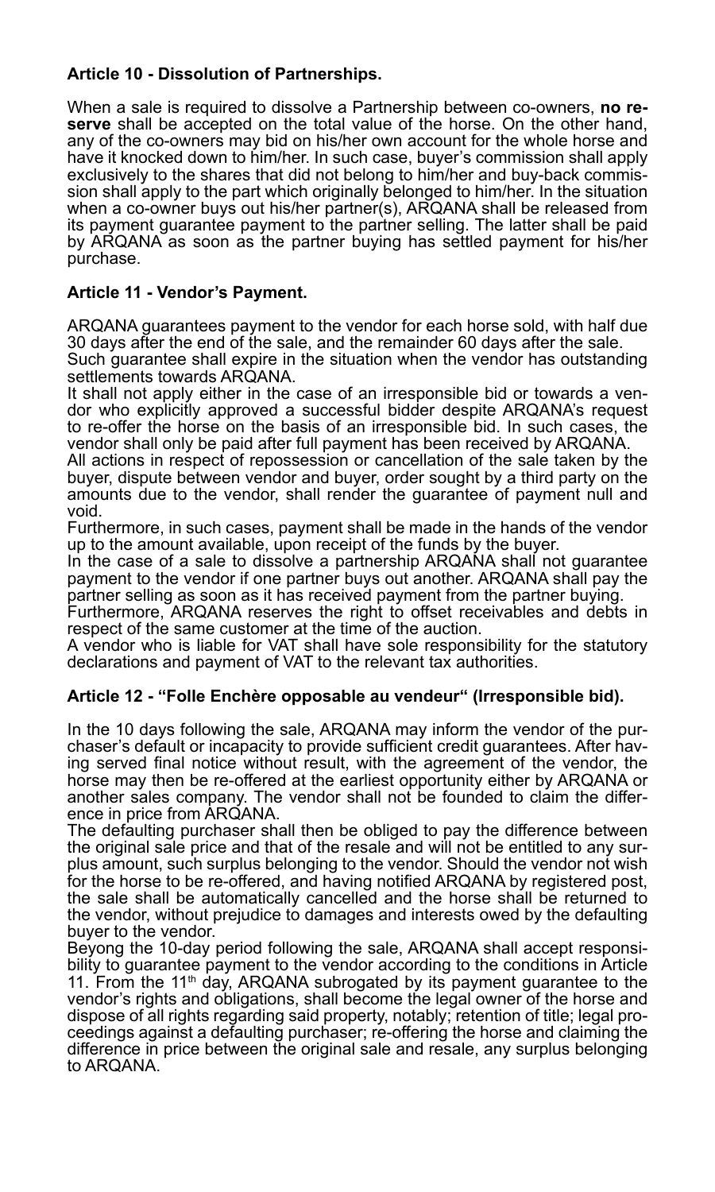**Article 10 - Dissolution of Partnerships.**

When a sale is required to dissolve a Partnership between co-owners, **no reserve** shall be accepted on the total value of the horse. On the other hand, any of the co-owners may bid on his/her own account for the whole horse and have it knocked down to him/her. In such case, buyer's commission shall apply exclusively to the shares that did not belong to him/her and buy-back commission shall apply to the part which originally belonged to him/her. In the situation when a co-owner buys out his/her partner(s), ARQANA shall be released from its payment guarantee payment to the partner selling. The latter shall be paid by ARQANA as soon as the partner buying has settled payment for his/her purchase.

**Article 11 - Vendor's Payment.**

ARQANA guarantees payment to the vendor for each horse sold, with half due 30 days after the end of the sale, and the remainder 60 days after the sale.
Such guarantee shall expire in the situation when the vendor has outstanding settlements towards ARQANA.
It shall not apply either in the case of an irresponsible bid or towards a vendor who explicitly approved a successful bidder despite ARQANA's request to re-offer the horse on the basis of an irresponsible bid. In such cases, the vendor shall only be paid after full payment has been received by ARQANA.
All actions in respect of repossession or cancellation of the sale taken by the buyer, dispute between vendor and buyer, order sought by a third party on the amounts due to the vendor, shall render the guarantee of payment null and void.
Furthermore, in such cases, payment shall be made in the hands of the vendor up to the amount available, upon receipt of the funds by the buyer.
In the case of a sale to dissolve a partnership ARQANA shall not guarantee payment to the vendor if one partner buys out another. ARQANA shall pay the partner selling as soon as it has received payment from the partner buying.
Furthermore, ARQANA reserves the right to offset receivables and debts in respect of the same customer at the time of the auction.
A vendor who is liable for VAT shall have sole responsibility for the statutory declarations and payment of VAT to the relevant tax authorities.

**Article 12 - "Folle Enchère opposable au vendeur" (Irresponsible bid).**

In the 10 days following the sale, ARQANA may inform the vendor of the purchaser's default or incapacity to provide sufficient credit guarantees. After having served final notice without result, with the agreement of the vendor, the horse may then be re-offered at the earliest opportunity either by ARQANA or another sales company. The vendor shall not be founded to claim the difference in price from ARQANA.
The defaulting purchaser shall then be obliged to pay the difference between the original sale price and that of the resale and will not be entitled to any surplus amount, such surplus belonging to the vendor. Should the vendor not wish for the horse to be re-offered, and having notified ARQANA by registered post, the sale shall be automatically cancelled and the horse shall be returned to the vendor, without prejudice to damages and interests owed by the defaulting buyer to the vendor.
Beyong the 10-day period following the sale, ARQANA shall accept responsibility to guarantee payment to the vendor according to the conditions in Article 11. From the 11th day, ARQANA subrogated by its payment guarantee to the vendor's rights and obligations, shall become the legal owner of the horse and dispose of all rights regarding said property, notably; retention of title; legal proceedings against a defaulting purchaser; re-offering the horse and claiming the difference in price between the original sale and resale, any surplus belonging to ARQANA.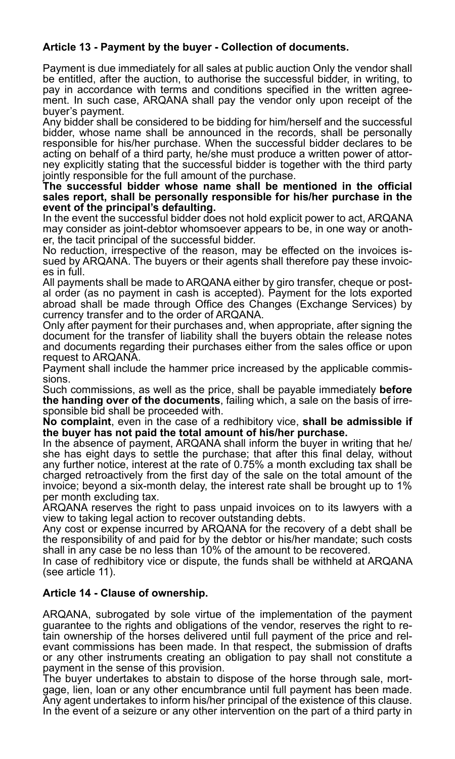### Article 13 - Payment by the buyer - Collection of documents.

Payment is due immediately for all sales at public auction Only the vendor shall be entitled, after the auction, to authorise the successful bidder, in writing, to pay in accordance with terms and conditions specified in the written agreement. In such case, ARQANA shall pay the vendor only upon receipt of the buyer's payment.

Any bidder shall be considered to be bidding for him/herself and the successful bidder, whose name shall be announced in the records, shall be personally responsible for his/her purchase. When the successful bidder declares to be acting on behalf of a third party, he/she must produce a written power of attorney explicitly stating that the successful bidder is together with the third party jointly responsible for the full amount of the purchase.

**The successful bidder whose name shall be mentioned in the official sales report, shall be personally responsible for his/her purchase in the event of the principal's defaulting.**

In the event the successful bidder does not hold explicit power to act, ARQANA may consider as joint-debtor whomsoever appears to be, in one way or another, the tacit principal of the successful bidder.

No reduction, irrespective of the reason, may be effected on the invoices issued by ARQANA. The buyers or their agents shall therefore pay these invoices in full.

All payments shall be made to ARQANA either by giro transfer, cheque or postal order (as no payment in cash is accepted). Payment for the lots exported abroad shall be made through Office des Changes (Exchange Services) by currency transfer and to the order of ARQANA.

Only after payment for their purchases and, when appropriate, after signing the document for the transfer of liability shall the buyers obtain the release notes and documents regarding their purchases either from the sales office or upon request to ARQANA.

Payment shall include the hammer price increased by the applicable commissions.

Such commissions, as well as the price, shall be payable immediately **before the handing over of the documents**, failing which, a sale on the basis of irresponsible bid shall be proceeded with.

**No complaint**, even in the case of a redhibitory vice, **shall be admissible if the buyer has not paid the total amount of his/her purchase.**

In the absence of payment, ARQANA shall inform the buyer in writing that he/she has eight days to settle the purchase; that after this final delay, without any further notice, interest at the rate of 0.75% a month excluding tax shall be charged retroactively from the first day of the sale on the total amount of the invoice; beyond a six-month delay, the interest rate shall be brought up to 1% per month excluding tax.

ARQANA reserves the right to pass unpaid invoices on to its lawyers with a view to taking legal action to recover outstanding debts.

Any cost or expense incurred by ARQANA for the recovery of a debt shall be the responsibility of and paid for by the debtor or his/her mandate; such costs shall in any case be no less than 10% of the amount to be recovered.

In case of redhibitory vice or dispute, the funds shall be withheld at ARQANA (see article 11).

### Article 14 - Clause of ownership.

ARQANA, subrogated by sole virtue of the implementation of the payment guarantee to the rights and obligations of the vendor, reserves the right to retain ownership of the horses delivered until full payment of the price and relevant commissions has been made. In that respect, the submission of drafts or any other instruments creating an obligation to pay shall not constitute a payment in the sense of this provision.

The buyer undertakes to abstain to dispose of the horse through sale, mortgage, lien, loan or any other encumbrance until full payment has been made. Any agent undertakes to inform his/her principal of the existence of this clause. In the event of a seizure or any other intervention on the part of a third party in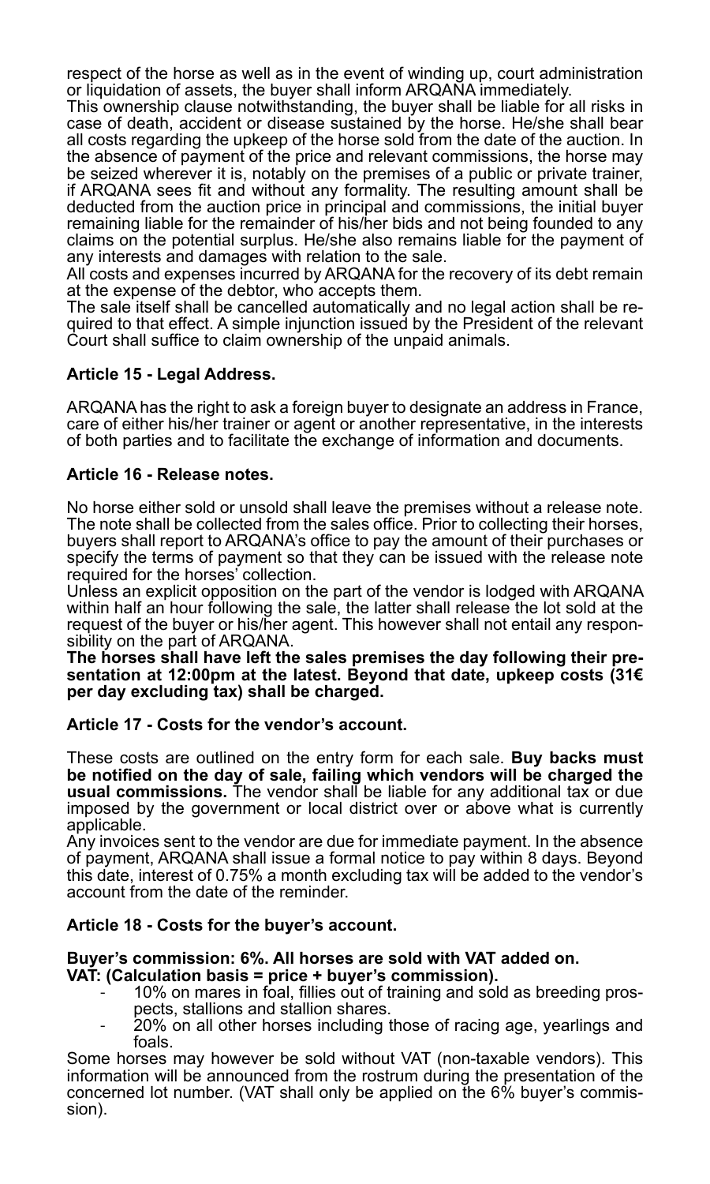respect of the horse as well as in the event of winding up, court administration or liquidation of assets, the buyer shall inform ARQANA immediately.

This ownership clause notwithstanding, the buyer shall be liable for all risks in case of death, accident or disease sustained by the horse. He/she shall bear all costs regarding the upkeep of the horse sold from the date of the auction. In the absence of payment of the price and relevant commissions, the horse may be seized wherever it is, notably on the premises of a public or private trainer, if ARQANA sees fit and without any formality. The resulting amount shall be deducted from the auction price in principal and commissions, the initial buyer remaining liable for the remainder of his/her bids and not being founded to any claims on the potential surplus. He/she also remains liable for the payment of any interests and damages with relation to the sale.

All costs and expenses incurred by ARQANA for the recovery of its debt remain at the expense of the debtor, who accepts them.

The sale itself shall be cancelled automatically and no legal action shall be required to that effect. A simple injunction issued by the President of the relevant Court shall suffice to claim ownership of the unpaid animals.

### Article 15 - Legal Address.

ARQANA has the right to ask a foreign buyer to designate an address in France, care of either his/her trainer or agent or another representative, in the interests of both parties and to facilitate the exchange of information and documents.

### Article 16 - Release notes.

No horse either sold or unsold shall leave the premises without a release note. The note shall be collected from the sales office. Prior to collecting their horses, buyers shall report to ARQANA's office to pay the amount of their purchases or specify the terms of payment so that they can be issued with the release note required for the horses' collection.

Unless an explicit opposition on the part of the vendor is lodged with ARQANA within half an hour following the sale, the latter shall release the lot sold at the request of the buyer or his/her agent. This however shall not entail any responsibility on the part of ARQANA.

**The horses shall have left the sales premises the day following their presentation at 12:00pm at the latest. Beyond that date, upkeep costs (31€ per day excluding tax) shall be charged.**

### Article 17 - Costs for the vendor's account.

These costs are outlined on the entry form for each sale. **Buy backs must be notified on the day of sale, failing which vendors will be charged the usual commissions.** The vendor shall be liable for any additional tax or due imposed by the government or local district over or above what is currently applicable.

Any invoices sent to the vendor are due for immediate payment. In the absence of payment, ARQANA shall issue a formal notice to pay within 8 days. Beyond this date, interest of 0.75% a month excluding tax will be added to the vendor's account from the date of the reminder.

### Article 18 - Costs for the buyer's account.

**Buyer's commission: 6%. All horses are sold with VAT added on.**
**VAT: (Calculation basis = price + buyer's commission).**

- 10% on mares in foal, fillies out of training and sold as breeding prospects, stallions and stallion shares.
- 20% on all other horses including those of racing age, yearlings and foals.

Some horses may however be sold without VAT (non-taxable vendors). This information will be announced from the rostrum during the presentation of the concerned lot number. (VAT shall only be applied on the 6% buyer's commission).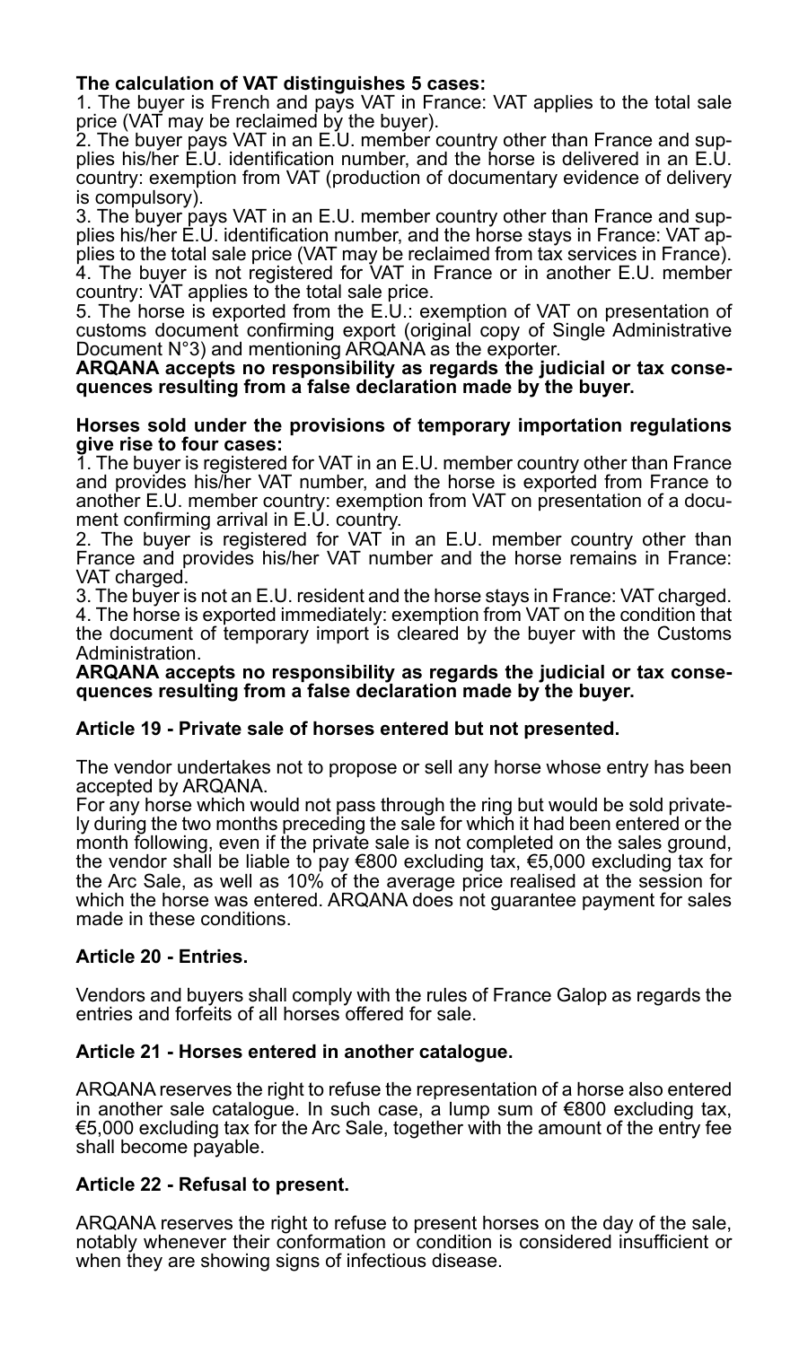**The calculation of VAT distinguishes 5 cases:**

1. The buyer is French and pays VAT in France: VAT applies to the total sale price (VAT may be reclaimed by the buyer).
2. The buyer pays VAT in an E.U. member country other than France and supplies his/her E.U. identification number, and the horse is delivered in an E.U. country: exemption from VAT (production of documentary evidence of delivery is compulsory).
3. The buyer pays VAT in an E.U. member country other than France and supplies his/her E.U. identification number, and the horse stays in France: VAT applies to the total sale price (VAT may be reclaimed from tax services in France).
4. The buyer is not registered for VAT in France or in another E.U. member country: VAT applies to the total sale price.
5. The horse is exported from the E.U.: exemption of VAT on presentation of customs document confirming export (original copy of Single Administrative Document N°3) and mentioning ARQANA as the exporter.

**ARQANA accepts no responsibility as regards the judicial or tax consequences resulting from a false declaration made by the buyer.**

**Horses sold under the provisions of temporary importation regulations give rise to four cases:**

1. The buyer is registered for VAT in an E.U. member country other than France and provides his/her VAT number, and the horse is exported from France to another E.U. member country: exemption from VAT on presentation of a document confirming arrival in E.U. country.
2. The buyer is registered for VAT in an E.U. member country other than France and provides his/her VAT number and the horse remains in France: VAT charged.
3. The buyer is not an E.U. resident and the horse stays in France: VAT charged.
4. The horse is exported immediately: exemption from VAT on the condition that the document of temporary import is cleared by the buyer with the Customs Administration.

**ARQANA accepts no responsibility as regards the judicial or tax consequences resulting from a false declaration made by the buyer.**

### Article 19 - Private sale of horses entered but not presented.

The vendor undertakes not to propose or sell any horse whose entry has been accepted by ARQANA.

For any horse which would not pass through the ring but would be sold privately during the two months preceding the sale for which it had been entered or the month following, even if the private sale is not completed on the sales ground, the vendor shall be liable to pay €800 excluding tax, €5,000 excluding tax for the Arc Sale, as well as 10% of the average price realised at the session for which the horse was entered. ARQANA does not guarantee payment for sales made in these conditions.

### Article 20 - Entries.

Vendors and buyers shall comply with the rules of France Galop as regards the entries and forfeits of all horses offered for sale.

### Article 21 - Horses entered in another catalogue.

ARQANA reserves the right to refuse the representation of a horse also entered in another sale catalogue. In such case, a lump sum of €800 excluding tax, €5,000 excluding tax for the Arc Sale, together with the amount of the entry fee shall become payable.

### Article 22 - Refusal to present.

ARQANA reserves the right to refuse to present horses on the day of the sale, notably whenever their conformation or condition is considered insufficient or when they are showing signs of infectious disease.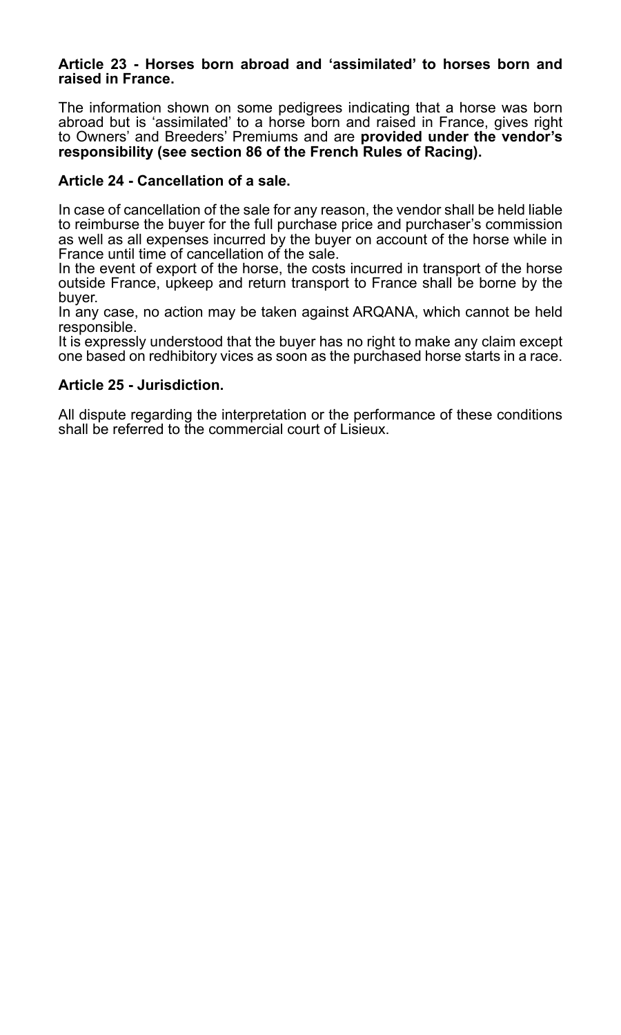**Article 23 - Horses born abroad and 'assimilated' to horses born and raised in France.**

The information shown on some pedigrees indicating that a horse was born abroad but is 'assimilated' to a horse born and raised in France, gives right to Owners' and Breeders' Premiums and are **provided under the vendor's responsibility (see section 86 of the French Rules of Racing).**

**Article 24 - Cancellation of a sale.**

In case of cancellation of the sale for any reason, the vendor shall be held liable to reimburse the buyer for the full purchase price and purchaser's commission as well as all expenses incurred by the buyer on account of the horse while in France until time of cancellation of the sale.
In the event of export of the horse, the costs incurred in transport of the horse outside France, upkeep and return transport to France shall be borne by the buyer.
In any case, no action may be taken against ARQANA, which cannot be held responsible.
It is expressly understood that the buyer has no right to make any claim except one based on redhibitory vices as soon as the purchased horse starts in a race.

**Article 25 - Jurisdiction.**

All dispute regarding the interpretation or the performance of these conditions shall be referred to the commercial court of Lisieux.